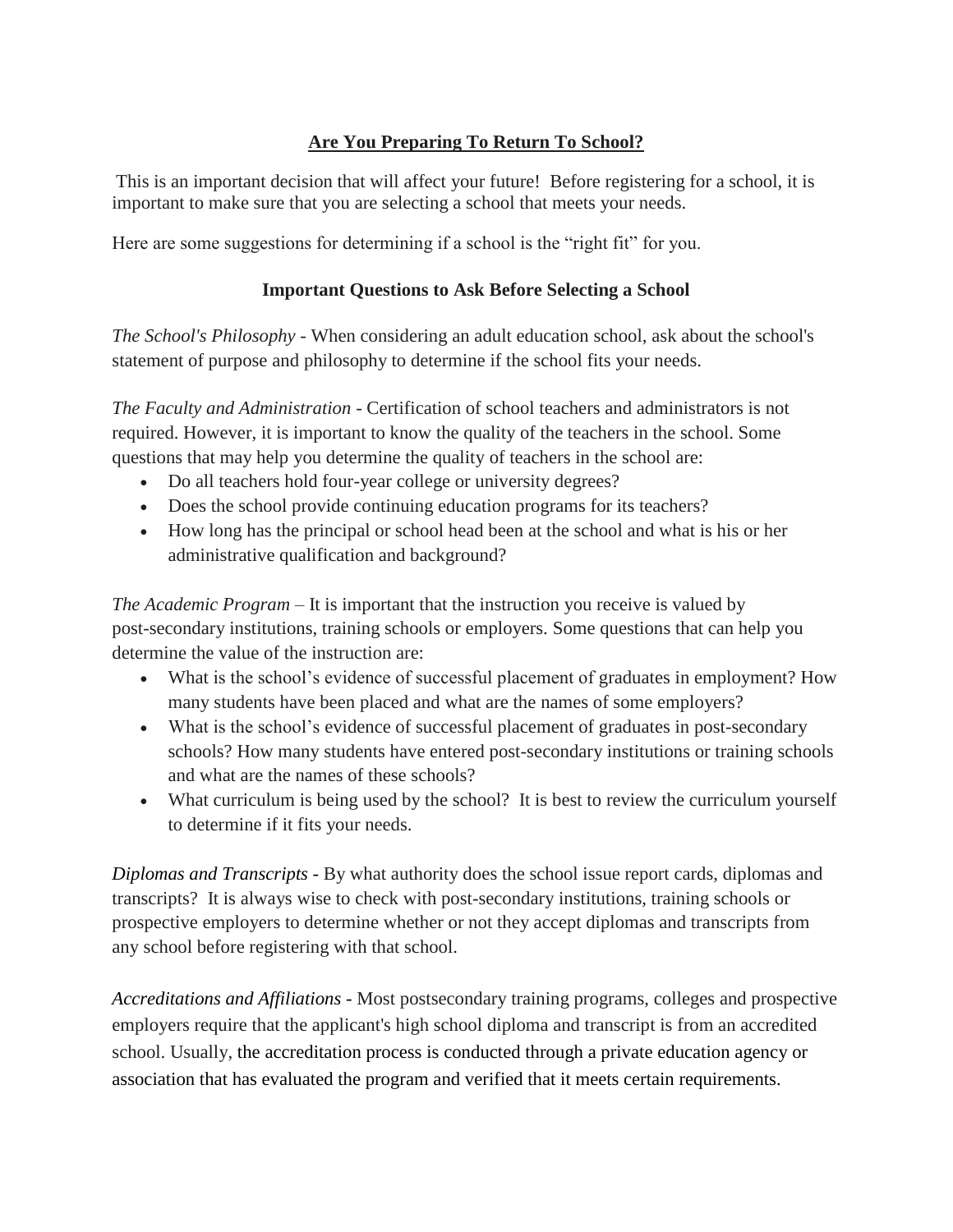# <u>Are You Preparing To Return To School?</u>

This is an important decision that will affect your future! Before registering for a school, it is important to make sure that you are selecting a school that meets your needs.

Here are some suggestions for determining if a school is the "right fit" for you.

## Important Questions to Ask Before Selecting a School

*The School's Philosophy* - When considering an adult education school, ask about the school's statement of purpose and philosophy to determine if the school fits your needs.

*The Faculty and Administration* - Certification of school teachers and administrators is not required. However, it is important to know the quality of the teachers in the school. Some questions that may help you determine the quality of teachers in the school are:

- Do all teachers hold four-year college or university degrees?
- Does the school provide continuing education programs for its teachers?
- How long has the principal or school head been at the school and what is his or her administrative qualification and background?

*The Academic Program* – It is important that the instruction you receive is valued by post-secondary institutions, training schools or employers. Some questions that can help you determine the value of the instruction are:

- What is the school's evidence of successful placement of graduates in employment? How many students have been placed and what are the names of some employers?
- What is the school's evidence of successful placement of graduates in post-secondary schools? How many students have entered post-secondary institutions or training schools and what are the names of these schools?
- What curriculum is being used by the school? It is best to review the curriculum yourself to determine if it fits your needs.

*Diplomas and Transcripts* - By what authority does the school issue report cards, diplomas and transcripts? It is always wise to check with post-secondary institutions, training schools or prospective employers to determine whether or not they accept diplomas and transcripts from any school before registering with that school.

*Accreditations and Affiliations* - Most postsecondary training programs, colleges and prospective employers require that the applicant's high school diploma and transcript is from an accredited school. Usually, the accreditation process is conducted through a private education agency or association that has evaluated the program and verified that it meets certain requirements.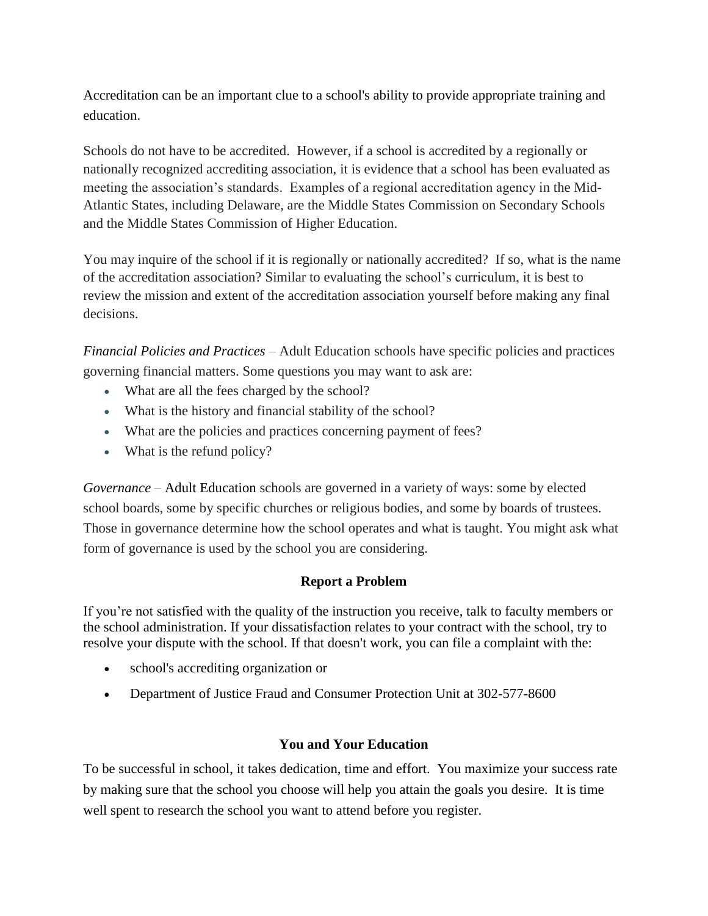Accreditation can be an important clue to a school's ability to provide appropriate training and education.

Schools do not have to be accredited. However, if a school is accredited by a regionally or nationally recognized accrediting association, it is evidence that a school has been evaluated as meeting the association's standards. Examples of a regional accreditation agency in the Mid-Atlantic States, including Delaware, are the Middle States Commission on Secondary Schools and the Middle States Commission of Higher Education.

You may inquire of the school if it is regionally or nationally accredited? If so, what is the name of the accreditation association? Similar to evaluating the school's curriculum, it is best to review the mission and extent of the accreditation association yourself before making any final decisions.

*Financial Policies and Practices* – Adult Education schools have specific policies and practices governing financial matters. Some questions you may want to ask are:

- What are all the fees charged by the school?
- What is the history and financial stability of the school?
- What are the policies and practices concerning payment of fees?
- What is the refund policy?

*Governance* – Adult Education schools are governed in a variety of ways: some by elected school boards, some by specific churches or religious bodies, and some by boards of trustees. Those in governance determine how the school operates and what is taught. You might ask what form of governance is used by the school you are considering.

## Report a Problem

If you're not satisfied with the quality of the instruction you receive, talk to faculty members or the school administration. If your dissatisfaction relates to your contract with the school, try to resolve your dispute with the school. If that doesn't work, you can file a complaint with the:

- school's accrediting organization or
- Department of Justice Fraud and Consumer Protection Unit at 302-577-8600

## You and Your Education

To be successful in school, it takes dedication, time and effort. You maximize your success rate by making sure that the school you choose will help you attain the goals you desire. It is time well spent to research the school you want to attend before you register.